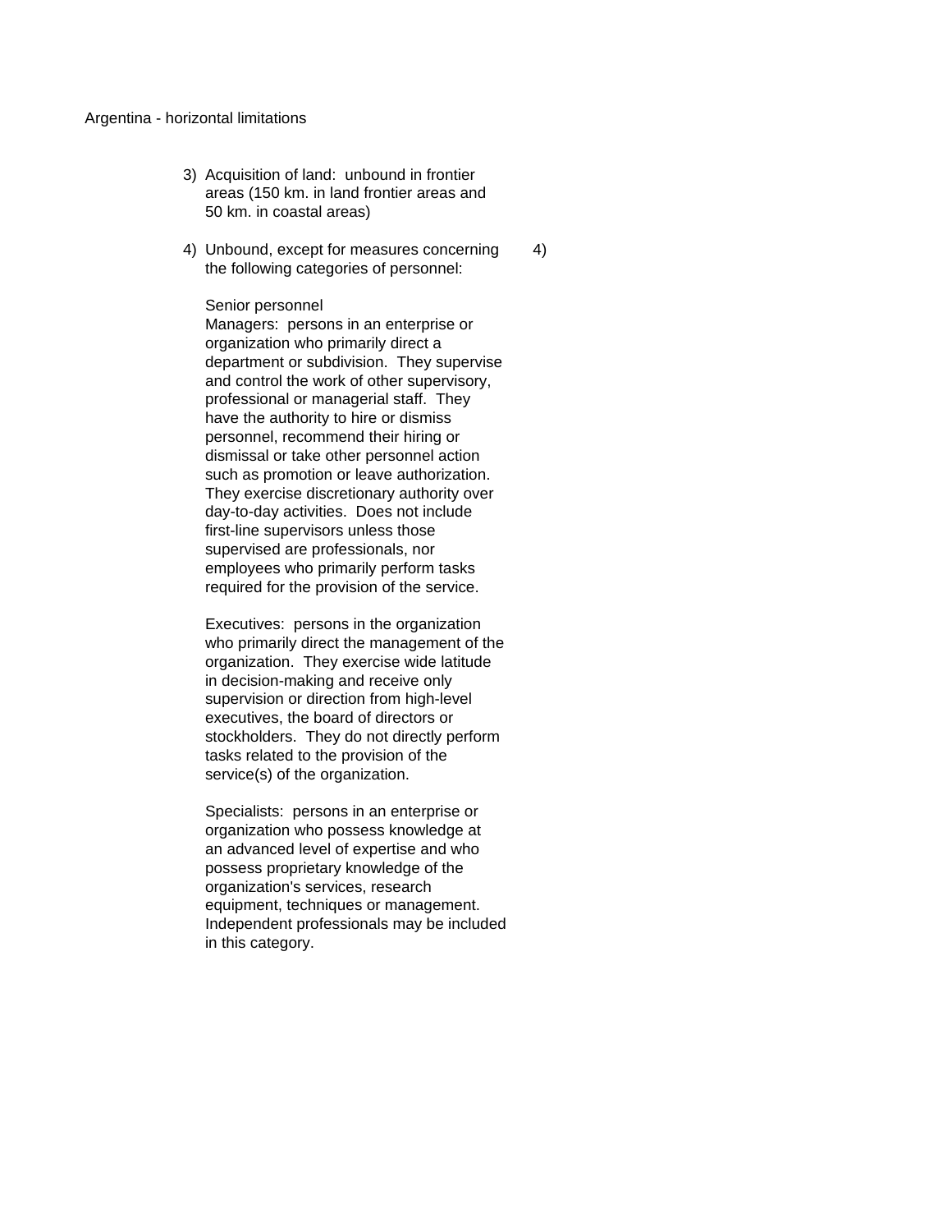Argentina - horizontal limitations

| | | |
|---|---|---|
| | 3) Acquisition of land: unbound in frontier areas (150 km. in land frontier areas and 50 km. in coastal areas) | |
| | 4) Unbound, except for measures concerning the following categories of personnel:<br><br>Senior personnel<br>Managers: persons in an enterprise or organization who primarily direct a department or subdivision. They supervise and control the work of other supervisory, professional or managerial staff. They have the authority to hire or dismiss personnel, recommend their hiring or dismissal or take other personnel action such as promotion or leave authorization. They exercise discretionary authority over day-to-day activities. Does not include first-line supervisors unless those supervised are professionals, nor employees who primarily perform tasks required for the provision of the service.<br><br>Executives: persons in the organization who primarily direct the management of the organization. They exercise wide latitude in decision-making and receive only supervision or direction from high-level executives, the board of directors or stockholders. They do not directly perform tasks related to the provision of the service(s) of the organization.<br><br>Specialists: persons in an enterprise or organization who possess knowledge at an advanced level of expertise and who possess proprietary knowledge of the organization's services, research equipment, techniques or management. Independent professionals may be included in this category. | 4) |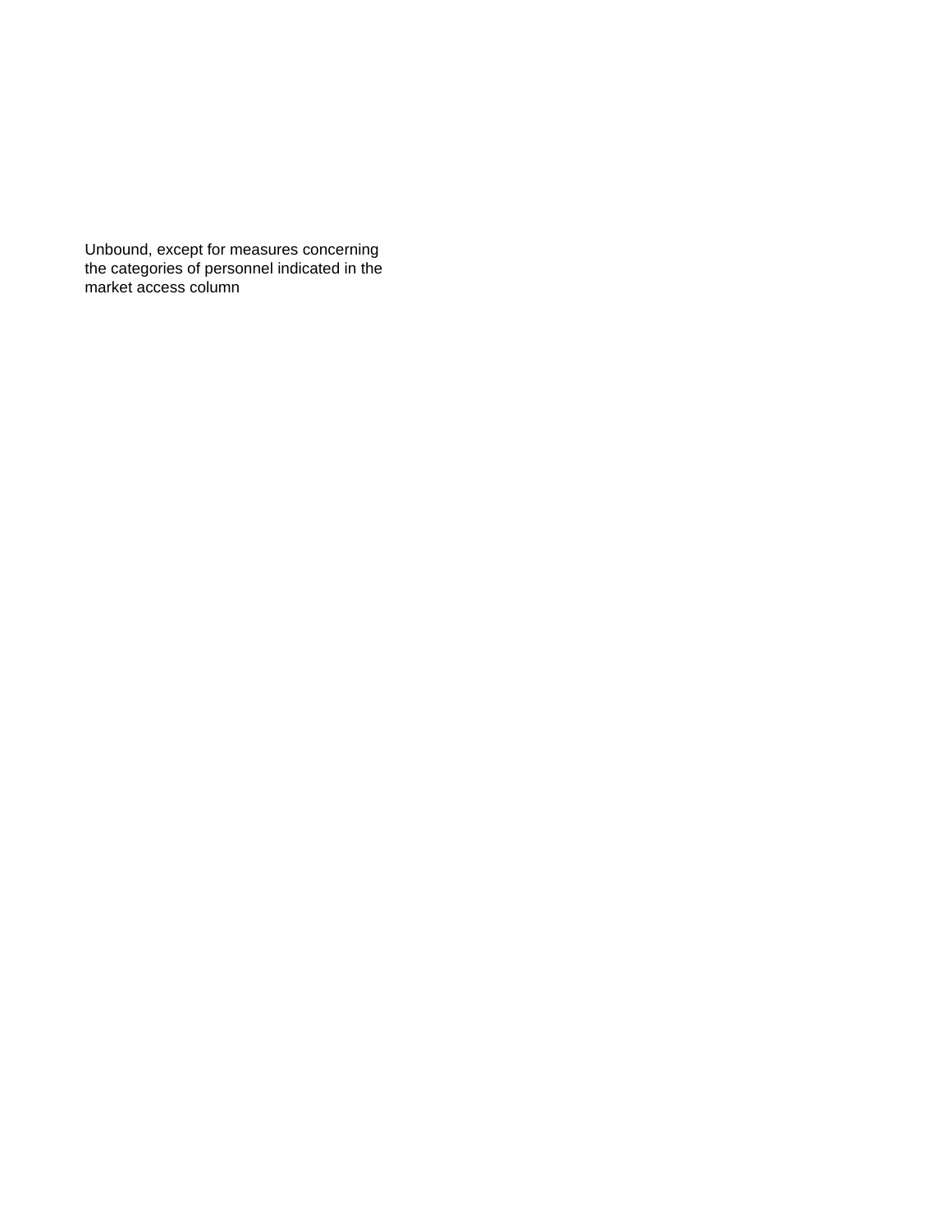Unbound, except for measures concerning the categories of personnel indicated in the market access column